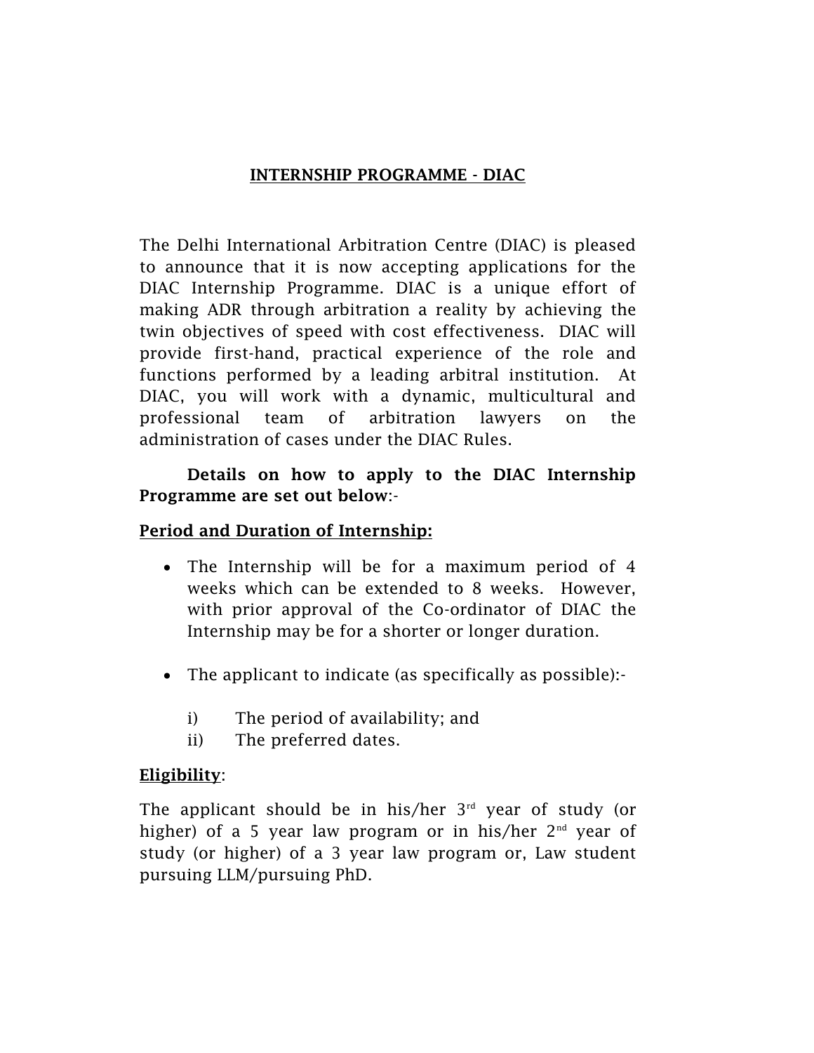# INTERNSHIP PROGRAMME - DIAC

The Delhi International Arbitration Centre (DIAC) is pleased to announce that it is now accepting applications for the DIAC Internship Programme. DIAC is a unique effort of making ADR through arbitration a reality by achieving the twin objectives of speed with cost effectiveness. DIAC will provide first-hand, practical experience of the role and functions performed by a leading arbitral institution. At DIAC, you will work with a dynamic, multicultural and professional team of arbitration lawyers on the administration of cases under the DIAC Rules.

**Details on how to apply to the DIAC Internship Programme are set out below**:-

## Period and Duration of Internship:

- The Internship will be for a maximum period of 4 weeks which can be extended to 8 weeks. However, with prior approval of the Co-ordinator of DIAC the Internship may be for a shorter or longer duration.

- The applicant to indicate (as specifically as possible):-

    i) The period of availability; and
    ii) The preferred dates.

## Eligibility:

The applicant should be in his/her 3rd year of study (or higher) of a 5 year law program or in his/her 2nd year of study (or higher) of a 3 year law program or, Law student pursuing LLM/pursuing PhD.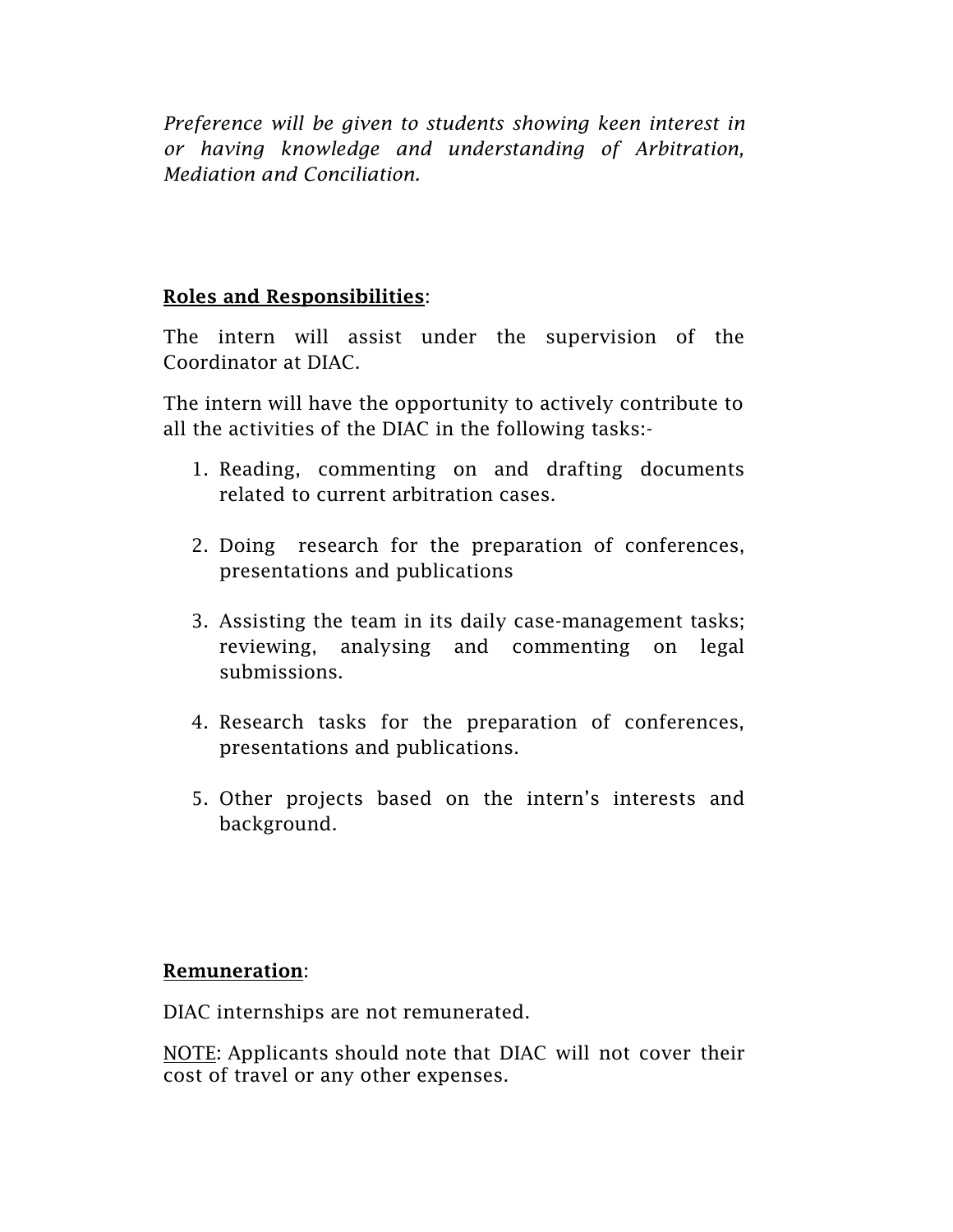*Preference will be given to students showing keen interest in or having knowledge and understanding of Arbitration, Mediation and Conciliation.*

**<u>Roles and Responsibilities</u>**:

The intern will assist under the supervision of the Coordinator at DIAC.

The intern will have the opportunity to actively contribute to all the activities of the DIAC in the following tasks:-

1. Reading, commenting on and drafting documents related to current arbitration cases.

2. Doing research for the preparation of conferences, presentations and publications

3. Assisting the team in its daily case-management tasks; reviewing, analysing and commenting on legal submissions.

4. Research tasks for the preparation of conferences, presentations and publications.

5. Other projects based on the intern's interests and background.

**<u>Remuneration</u>**:

DIAC internships are not remunerated.

<u>NOTE</u>: Applicants should note that DIAC will not cover their cost of travel or any other expenses.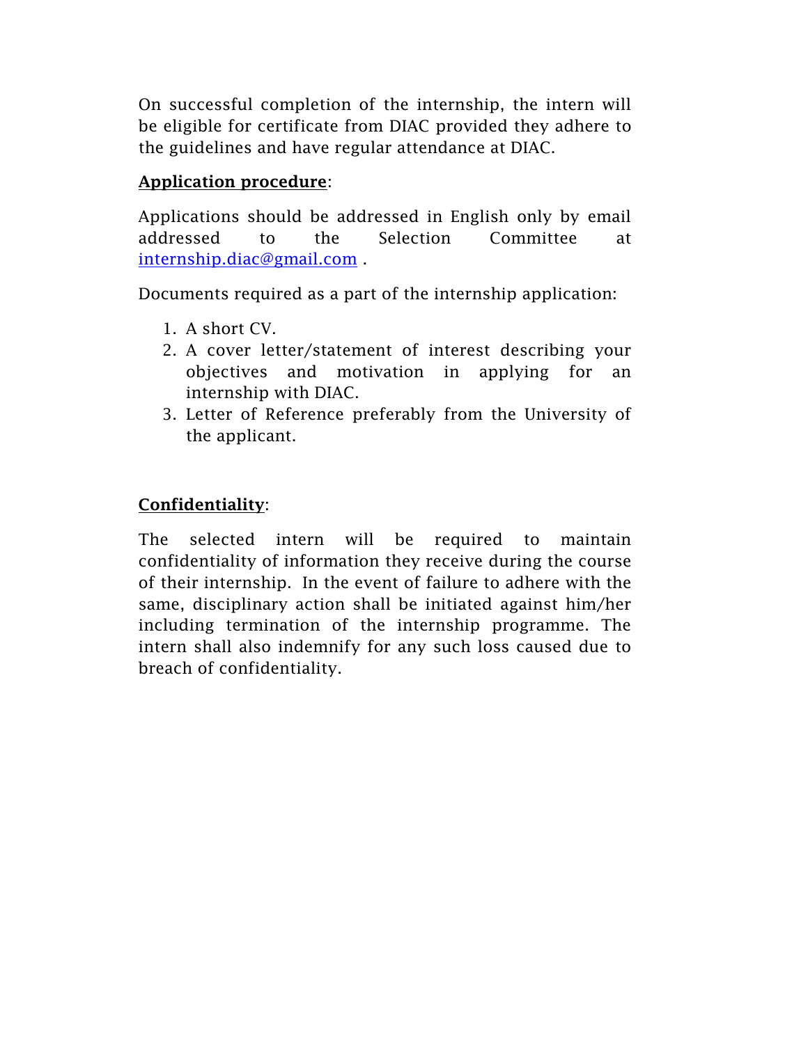On successful completion of the internship, the intern will be eligible for certificate from DIAC provided they adhere to the guidelines and have regular attendance at DIAC.

**Application procedure**:

Applications should be addressed in English only by email addressed to the Selection Committee at internship.diac@gmail.com .

Documents required as a part of the internship application:

1. A short CV.
2. A cover letter/statement of interest describing your objectives and motivation in applying for an internship with DIAC.
3. Letter of Reference preferably from the University of the applicant.

**Confidentiality**:

The selected intern will be required to maintain confidentiality of information they receive during the course of their internship. In the event of failure to adhere with the same, disciplinary action shall be initiated against him/her including termination of the internship programme. The intern shall also indemnify for any such loss caused due to breach of confidentiality.